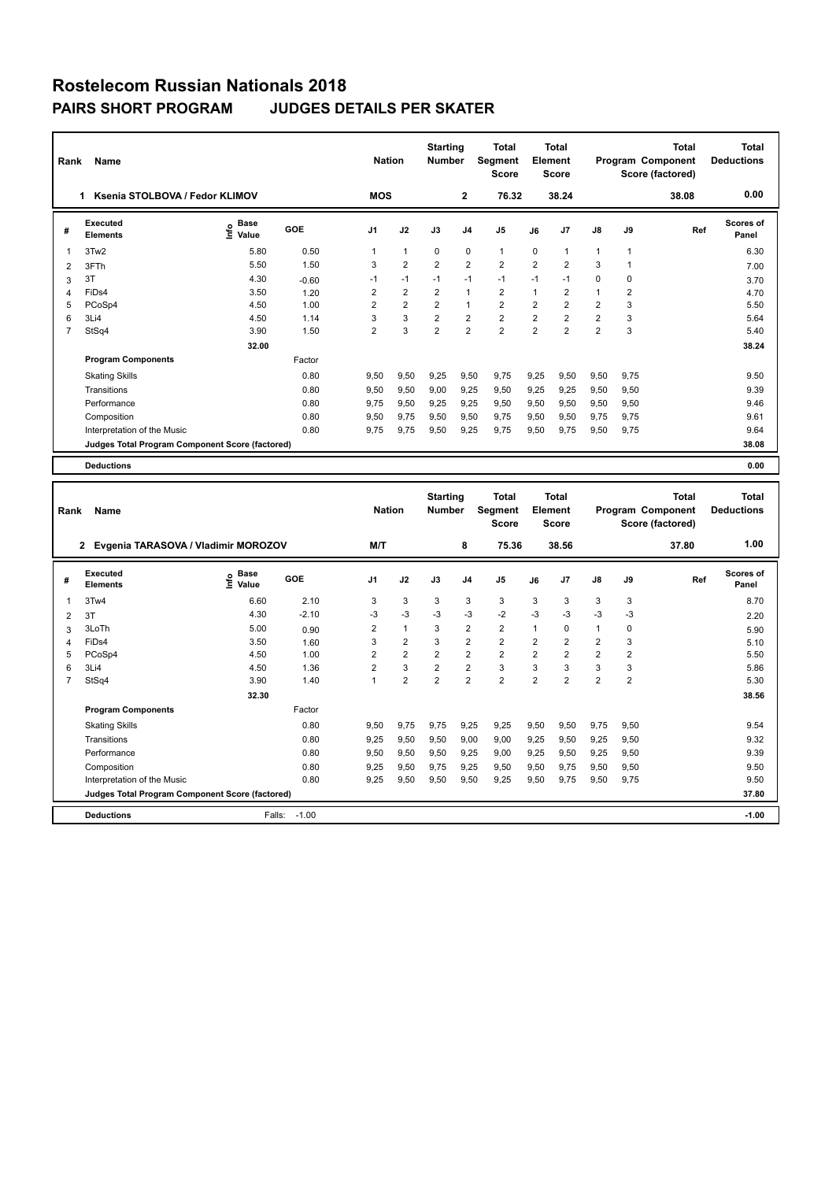# Rostelecom Russian Nationals 2018

## PAIRS SHORT PROGRAM JUDGES DETAILS PER SKATER

| Rank | Name | Nation | Starting Number | Total Segment Score | Total Element Score | Total Program Component Score (factored) | Total Deductions |
|---|---|---|---|---|---|---|---|
| 1 | Ksenia STOLBOVA / Fedor KLIMOV | MOS | 2 | 76.32 | 38.24 | 38.08 | 0.00 |

| # | Executed Elements | Info | Base Value | GOE | J1 | J2 | J3 | J4 | J5 | J6 | J7 | J8 | J9 | Ref | Scores of Panel |
|---|---|---|---|---|---|---|---|---|---|---|---|---|---|---|---|
| 1 | 3Tw2 | | 5.80 | 0.50 | 1 | 1 | 0 | 0 | 1 | 0 | 1 | 1 | 1 | | 6.30 |
| 2 | 3FTh | | 5.50 | 1.50 | 3 | 2 | 2 | 2 | 2 | 2 | 2 | 3 | 1 | | 7.00 |
| 3 | 3T | | 4.30 | -0.60 | -1 | -1 | -1 | -1 | -1 | -1 | -1 | 0 | 0 | | 3.70 |
| 4 | FiDs4 | | 3.50 | 1.20 | 2 | 2 | 2 | 1 | 2 | 1 | 2 | 1 | 2 | | 4.70 |
| 5 | PCoSp4 | | 4.50 | 1.00 | 2 | 2 | 2 | 1 | 2 | 2 | 2 | 2 | 3 | | 5.50 |
| 6 | 3Li4 | | 4.50 | 1.14 | 3 | 3 | 2 | 2 | 2 | 2 | 2 | 2 | 3 | | 5.64 |
| 7 | StSq4 | | 3.90 | 1.50 | 2 | 3 | 2 | 2 | 2 | 2 | 2 | 2 | 3 | | 5.40 |
| | | | 32.00 | | | | | | | | | | | | 38.24 |
| | **Program Components** | | | Factor | | | | | | | | | | | |
| | Skating Skills | | | 0.80 | 9,50 | 9,50 | 9,25 | 9,50 | 9,75 | 9,25 | 9,50 | 9,50 | 9,75 | | 9.50 |
| | Transitions | | | 0.80 | 9,50 | 9,50 | 9,00 | 9,25 | 9,50 | 9,25 | 9,25 | 9,50 | 9,50 | | 9.39 |
| | Performance | | | 0.80 | 9,75 | 9,50 | 9,25 | 9,25 | 9,50 | 9,50 | 9,50 | 9,50 | 9,50 | | 9.46 |
| | Composition | | | 0.80 | 9,50 | 9,75 | 9,50 | 9,50 | 9,75 | 9,50 | 9,50 | 9,75 | 9,75 | | 9.61 |
| | Interpretation of the Music | | | 0.80 | 9,75 | 9,75 | 9,50 | 9,25 | 9,75 | 9,50 | 9,75 | 9,50 | 9,75 | | 9.64 |
| | Judges Total Program Component Score (factored) | | | | | | | | | | | | | | 38.08 |
| | **Deductions** | | | | | | | | | | | | | | 0.00 |

| Rank | Name | Nation | Starting Number | Total Segment Score | Total Element Score | Total Program Component Score (factored) | Total Deductions |
|---|---|---|---|---|---|---|---|
| 2 | Evgenia TARASOVA / Vladimir MOROZOV | M/T | 8 | 75.36 | 38.56 | 37.80 | 1.00 |

| # | Executed Elements | Info | Base Value | GOE | J1 | J2 | J3 | J4 | J5 | J6 | J7 | J8 | J9 | Ref | Scores of Panel |
|---|---|---|---|---|---|---|---|---|---|---|---|---|---|---|---|
| 1 | 3Tw4 | | 6.60 | 2.10 | 3 | 3 | 3 | 3 | 3 | 3 | 3 | 3 | 3 | | 8.70 |
| 2 | 3T | | 4.30 | -2.10 | -3 | -3 | -3 | -3 | -2 | -3 | -3 | -3 | -3 | | 2.20 |
| 3 | 3LoTh | | 5.00 | 0.90 | 2 | 1 | 3 | 2 | 2 | 1 | 0 | 1 | 0 | | 5.90 |
| 4 | FiDs4 | | 3.50 | 1.60 | 3 | 2 | 3 | 2 | 2 | 2 | 2 | 2 | 3 | | 5.10 |
| 5 | PCoSp4 | | 4.50 | 1.00 | 2 | 2 | 2 | 2 | 2 | 2 | 2 | 2 | 2 | | 5.50 |
| 6 | 3Li4 | | 4.50 | 1.36 | 2 | 3 | 2 | 2 | 3 | 3 | 3 | 3 | 3 | | 5.86 |
| 7 | StSq4 | | 3.90 | 1.40 | 1 | 2 | 2 | 2 | 2 | 2 | 2 | 2 | 2 | | 5.30 |
| | | | 32.30 | | | | | | | | | | | | 38.56 |
| | **Program Components** | | | Factor | | | | | | | | | | | |
| | Skating Skills | | | 0.80 | 9,50 | 9,75 | 9,75 | 9,25 | 9,25 | 9,50 | 9,50 | 9,75 | 9,50 | | 9.54 |
| | Transitions | | | 0.80 | 9,25 | 9,50 | 9,50 | 9,00 | 9,00 | 9,25 | 9,50 | 9,25 | 9,50 | | 9.32 |
| | Performance | | | 0.80 | 9,50 | 9,50 | 9,50 | 9,25 | 9,00 | 9,25 | 9,50 | 9,25 | 9,50 | | 9.39 |
| | Composition | | | 0.80 | 9,25 | 9,50 | 9,75 | 9,25 | 9,50 | 9,50 | 9,75 | 9,50 | 9,50 | | 9.50 |
| | Interpretation of the Music | | | 0.80 | 9,25 | 9,50 | 9,50 | 9,50 | 9,25 | 9,50 | 9,75 | 9,50 | 9,75 | | 9.50 |
| | Judges Total Program Component Score (factored) | | | | | | | | | | | | | | 37.80 |
| | **Deductions** | | Falls: | -1.00 | | | | | | | | | | | -1.00 |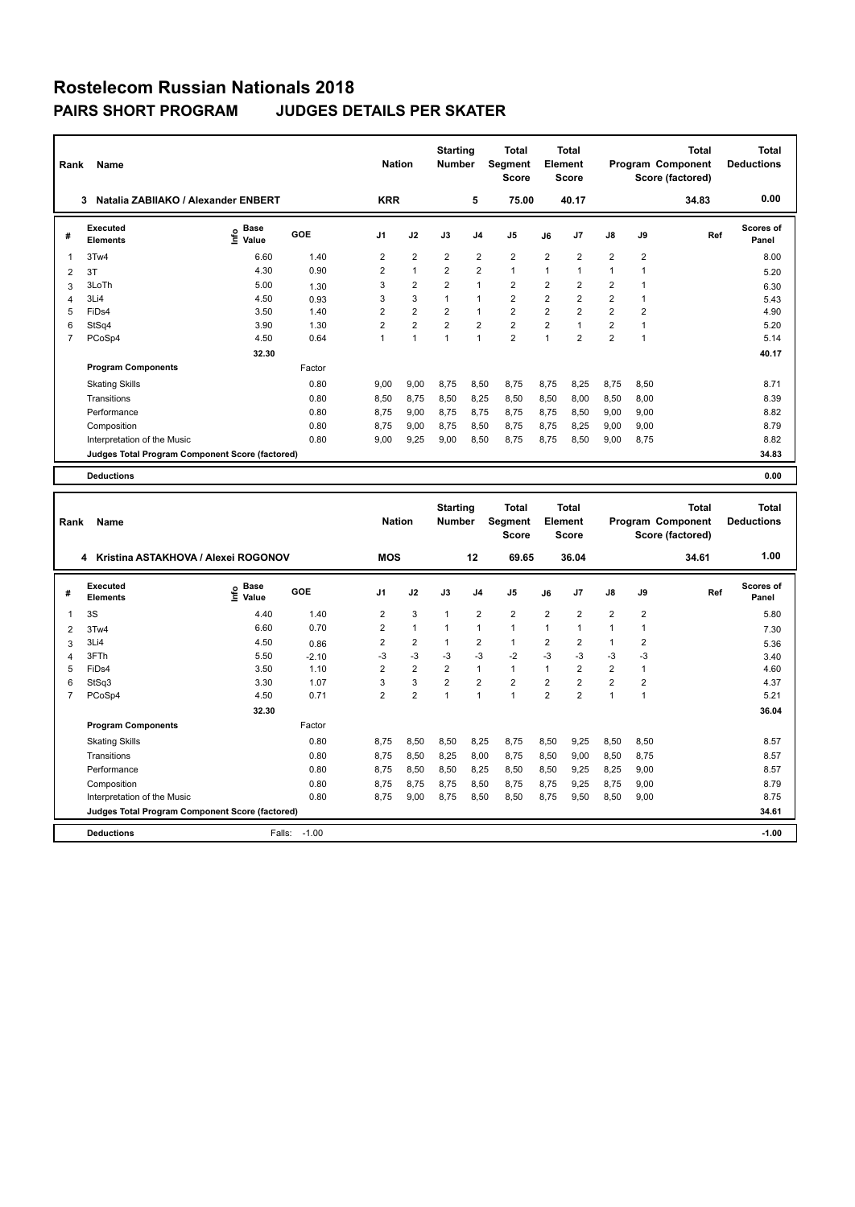# Rostelecom Russian Nationals 2018

## PAIRS SHORT PROGRAM JUDGES DETAILS PER SKATER

| Rank | Name | Nation | Starting Number | Total Segment Score | Total Element Score | Total Program Component Score (factored) | Total Deductions |
|---|---|---|---|---|---|---|---|
| 3 | Natalia ZABIIAKO / Alexander ENBERT | KRR | 5 | 75.00 | 40.17 | 34.83 | 0.00 |

| # | Executed Elements | Info | Base Value | GOE | J1 | J2 | J3 | J4 | J5 | J6 | J7 | J8 | J9 | Ref | Scores of Panel |
|---|---|---|---|---|---|---|---|---|---|---|---|---|---|---|---|
| 1 | 3Tw4 | | 6.60 | 1.40 | 2 | 2 | 2 | 2 | 2 | 2 | 2 | 2 | 2 | | 8.00 |
| 2 | 3T | | 4.30 | 0.90 | 2 | 1 | 2 | 2 | 1 | 1 | 1 | 1 | 1 | | 5.20 |
| 3 | 3LoTh | | 5.00 | 1.30 | 3 | 2 | 2 | 1 | 2 | 2 | 2 | 2 | 1 | | 6.30 |
| 4 | 3Li4 | | 4.50 | 0.93 | 3 | 3 | 1 | 1 | 2 | 2 | 2 | 2 | 1 | | 5.43 |
| 5 | FiDs4 | | 3.50 | 1.40 | 2 | 2 | 2 | 1 | 2 | 2 | 2 | 2 | 2 | | 4.90 |
| 6 | StSq4 | | 3.90 | 1.30 | 2 | 2 | 2 | 2 | 2 | 2 | 1 | 2 | 1 | | 5.20 |
| 7 | PCoSp4 | | 4.50 | 0.64 | 1 | 1 | 1 | 1 | 2 | 1 | 2 | 2 | 1 | | 5.14 |
| | | | 32.30 | | | | | | | | | | | | 40.17 |

| Program Components | Factor | J1 | J2 | J3 | J4 | J5 | J6 | J7 | J8 | J9 | Scores of Panel |
|---|---|---|---|---|---|---|---|---|---|---|---|
| Skating Skills | 0.80 | 9,00 | 9,00 | 8,75 | 8,50 | 8,75 | 8,75 | 8,25 | 8,75 | 8,50 | 8.71 |
| Transitions | 0.80 | 8,50 | 8,75 | 8,50 | 8,25 | 8,50 | 8,50 | 8,00 | 8,50 | 8,00 | 8.39 |
| Performance | 0.80 | 8,75 | 9,00 | 8,75 | 8,75 | 8,75 | 8,75 | 8,50 | 9,00 | 9,00 | 8.82 |
| Composition | 0.80 | 8,75 | 9,00 | 8,75 | 8,50 | 8,75 | 8,75 | 8,25 | 9,00 | 9,00 | 8.79 |
| Interpretation of the Music | 0.80 | 9,00 | 9,25 | 9,00 | 8,50 | 8,75 | 8,75 | 8,50 | 9,00 | 8,75 | 8.82 |
| Judges Total Program Component Score (factored) | | | | | | | | | | | 34.83 |

| Deductions | 0.00 |
|---|---|

| Rank | Name | Nation | Starting Number | Total Segment Score | Total Element Score | Total Program Component Score (factored) | Total Deductions |
|---|---|---|---|---|---|---|---|
| 4 | Kristina ASTAKHOVA / Alexei ROGONOV | MOS | 12 | 69.65 | 36.04 | 34.61 | 1.00 |

| # | Executed Elements | Info | Base Value | GOE | J1 | J2 | J3 | J4 | J5 | J6 | J7 | J8 | J9 | Ref | Scores of Panel |
|---|---|---|---|---|---|---|---|---|---|---|---|---|---|---|---|
| 1 | 3S | | 4.40 | 1.40 | 2 | 3 | 1 | 2 | 2 | 2 | 2 | 2 | 2 | | 5.80 |
| 2 | 3Tw4 | | 6.60 | 0.70 | 2 | 1 | 1 | 1 | 1 | 1 | 1 | 1 | 1 | | 7.30 |
| 3 | 3Li4 | | 4.50 | 0.86 | 2 | 2 | 1 | 2 | 1 | 2 | 2 | 1 | 2 | | 5.36 |
| 4 | 3FTh | | 5.50 | -2.10 | -3 | -3 | -3 | -3 | -2 | -3 | -3 | -3 | -3 | | 3.40 |
| 5 | FiDs4 | | 3.50 | 1.10 | 2 | 2 | 2 | 1 | 1 | 1 | 2 | 2 | 1 | | 4.60 |
| 6 | StSq3 | | 3.30 | 1.07 | 3 | 3 | 2 | 2 | 2 | 2 | 2 | 2 | 2 | | 4.37 |
| 7 | PCoSp4 | | 4.50 | 0.71 | 2 | 2 | 1 | 1 | 1 | 2 | 2 | 1 | 1 | | 5.21 |
| | | | 32.30 | | | | | | | | | | | | 36.04 |

| Program Components | Factor | J1 | J2 | J3 | J4 | J5 | J6 | J7 | J8 | J9 | Scores of Panel |
|---|---|---|---|---|---|---|---|---|---|---|---|
| Skating Skills | 0.80 | 8,75 | 8,50 | 8,50 | 8,25 | 8,75 | 8,50 | 9,25 | 8,50 | 8,50 | 8.57 |
| Transitions | 0.80 | 8,75 | 8,50 | 8,25 | 8,00 | 8,75 | 8,50 | 9,00 | 8,50 | 8,75 | 8.57 |
| Performance | 0.80 | 8,75 | 8,50 | 8,50 | 8,25 | 8,50 | 8,50 | 9,25 | 8,25 | 9,00 | 8.57 |
| Composition | 0.80 | 8,75 | 8,75 | 8,75 | 8,50 | 8,75 | 8,75 | 9,25 | 8,75 | 9,00 | 8.79 |
| Interpretation of the Music | 0.80 | 8,75 | 9,00 | 8,75 | 8,50 | 8,50 | 8,75 | 9,50 | 8,50 | 9,00 | 8.75 |
| Judges Total Program Component Score (factored) | | | | | | | | | | | 34.61 |

| Deductions | Falls: -1.00 | -1.00 |
|---|---|---|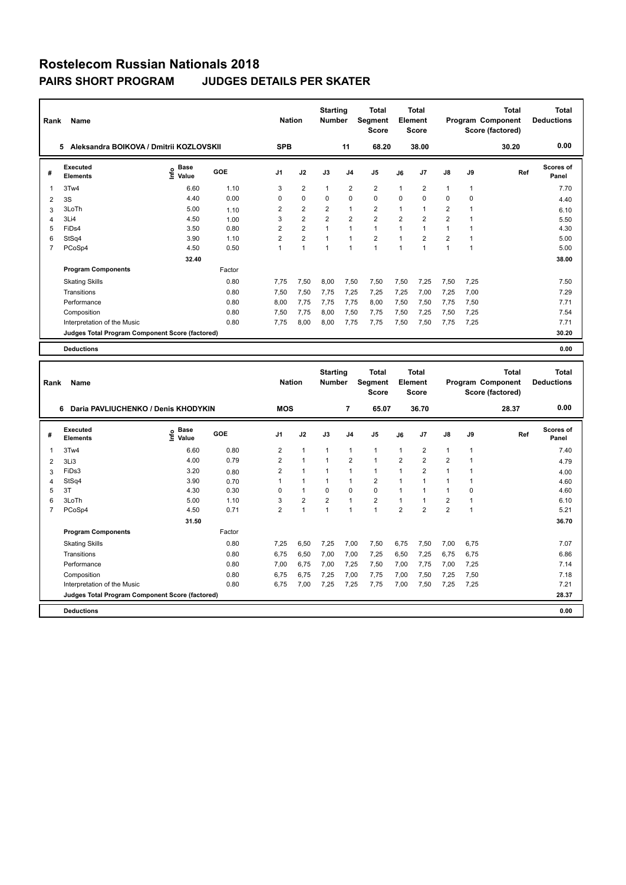# Rostelecom Russian Nationals 2018

## PAIRS SHORT PROGRAM JUDGES DETAILS PER SKATER

| Rank | Name | Nation | Starting Number | Total Segment Score | Total Element Score | Total Program Component Score (factored) | Total Deductions |
|---|---|---|---|---|---|---|---|
| 5 | Aleksandra BOIKOVA / Dmitrii KOZLOVSKII | SPB | 11 | 68.20 | 38.00 | 30.20 | 0.00 |

| # | Executed Elements | Info | Base Value | GOE | J1 | J2 | J3 | J4 | J5 | J6 | J7 | J8 | J9 | Ref | Scores of Panel |
|---|---|---|---|---|---|---|---|---|---|---|---|---|---|---|---|
| 1 | 3Tw4 | | 6.60 | 1.10 | 3 | 2 | 1 | 2 | 2 | 1 | 2 | 1 | 1 | | 7.70 |
| 2 | 3S | | 4.40 | 0.00 | 0 | 0 | 0 | 0 | 0 | 0 | 0 | 0 | 0 | | 4.40 |
| 3 | 3LoTh | | 5.00 | 1.10 | 2 | 2 | 2 | 1 | 2 | 1 | 1 | 2 | 1 | | 6.10 |
| 4 | 3Li4 | | 4.50 | 1.00 | 3 | 2 | 2 | 2 | 2 | 2 | 2 | 2 | 1 | | 5.50 |
| 5 | FiDs4 | | 3.50 | 0.80 | 2 | 2 | 1 | 1 | 1 | 1 | 1 | 1 | 1 | | 4.30 |
| 6 | StSq4 | | 3.90 | 1.10 | 2 | 2 | 1 | 1 | 2 | 1 | 2 | 2 | 1 | | 5.00 |
| 7 | PCoSp4 | | 4.50 | 0.50 | 1 | 1 | 1 | 1 | 1 | 1 | 1 | 1 | 1 | | 5.00 |
| | | | 32.40 | | | | | | | | | | | | 38.00 |
| | **Program Components** | | | Factor | | | | | | | | | | | |
| | Skating Skills | | | 0.80 | 7,75 | 7,50 | 8,00 | 7,50 | 7,50 | 7,50 | 7,25 | 7,50 | 7,25 | | 7.50 |
| | Transitions | | | 0.80 | 7,50 | 7,50 | 7,75 | 7,25 | 7,25 | 7,25 | 7,00 | 7,25 | 7,00 | | 7.29 |
| | Performance | | | 0.80 | 8,00 | 7,75 | 7,75 | 7,75 | 8,00 | 7,50 | 7,50 | 7,75 | 7,50 | | 7.71 |
| | Composition | | | 0.80 | 7,50 | 7,75 | 8,00 | 7,50 | 7,75 | 7,50 | 7,25 | 7,50 | 7,25 | | 7.54 |
| | Interpretation of the Music | | | 0.80 | 7,75 | 8,00 | 8,00 | 7,75 | 7,75 | 7,50 | 7,50 | 7,75 | 7,25 | | 7.71 |
| | Judges Total Program Component Score (factored) | | | | | | | | | | | | | | 30.20 |
| | **Deductions** | | | | | | | | | | | | | | 0.00 |

| Rank | Name | Nation | Starting Number | Total Segment Score | Total Element Score | Total Program Component Score (factored) | Total Deductions |
|---|---|---|---|---|---|---|---|
| 6 | Daria PAVLIUCHENKO / Denis KHODYKIN | MOS | 7 | 65.07 | 36.70 | 28.37 | 0.00 |

| # | Executed Elements | Info | Base Value | GOE | J1 | J2 | J3 | J4 | J5 | J6 | J7 | J8 | J9 | Ref | Scores of Panel |
|---|---|---|---|---|---|---|---|---|---|---|---|---|---|---|---|
| 1 | 3Tw4 | | 6.60 | 0.80 | 2 | 1 | 1 | 1 | 1 | 1 | 2 | 1 | 1 | | 7.40 |
| 2 | 3Li3 | | 4.00 | 0.79 | 2 | 1 | 1 | 2 | 1 | 2 | 2 | 2 | 1 | | 4.79 |
| 3 | FiDs3 | | 3.20 | 0.80 | 2 | 1 | 1 | 1 | 1 | 1 | 2 | 1 | 1 | | 4.00 |
| 4 | StSq4 | | 3.90 | 0.70 | 1 | 1 | 1 | 1 | 2 | 1 | 1 | 1 | 1 | | 4.60 |
| 5 | 3T | | 4.30 | 0.30 | 0 | 1 | 0 | 0 | 0 | 1 | 1 | 1 | 0 | | 4.60 |
| 6 | 3LoTh | | 5.00 | 1.10 | 3 | 2 | 2 | 1 | 2 | 1 | 1 | 2 | 1 | | 6.10 |
| 7 | PCoSp4 | | 4.50 | 0.71 | 2 | 1 | 1 | 1 | 1 | 2 | 2 | 2 | 1 | | 5.21 |
| | | | 31.50 | | | | | | | | | | | | 36.70 |
| | **Program Components** | | | Factor | | | | | | | | | | | |
| | Skating Skills | | | 0.80 | 7,25 | 6,50 | 7,25 | 7,00 | 7,50 | 6,75 | 7,50 | 7,00 | 6,75 | | 7.07 |
| | Transitions | | | 0.80 | 6,75 | 6,50 | 7,00 | 7,00 | 7,25 | 6,50 | 7,25 | 6,75 | 6,75 | | 6.86 |
| | Performance | | | 0.80 | 7,00 | 6,75 | 7,00 | 7,25 | 7,50 | 7,00 | 7,75 | 7,00 | 7,25 | | 7.14 |
| | Composition | | | 0.80 | 6,75 | 6,75 | 7,25 | 7,00 | 7,75 | 7,00 | 7,50 | 7,25 | 7,50 | | 7.18 |
| | Interpretation of the Music | | | 0.80 | 6,75 | 7,00 | 7,25 | 7,25 | 7,75 | 7,00 | 7,50 | 7,25 | 7,25 | | 7.21 |
| | Judges Total Program Component Score (factored) | | | | | | | | | | | | | | 28.37 |
| | **Deductions** | | | | | | | | | | | | | | 0.00 |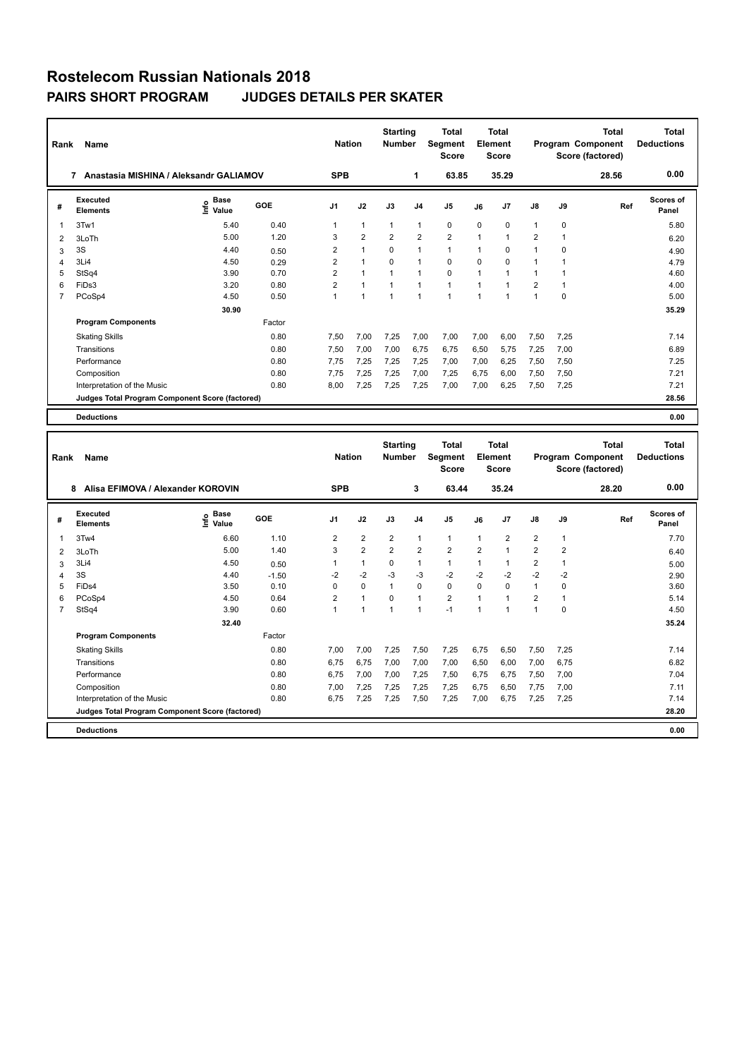# Rostelecom Russian Nationals 2018

## PAIRS SHORT PROGRAM JUDGES DETAILS PER SKATER

| Rank | Name | Nation | Starting Number | Total Segment Score | Total Element Score | Total Program Component Score (factored) | Total Deductions |
|---|---|---|---|---|---|---|---|
| 7 | Anastasia MISHINA / Aleksandr GALIAMOV | SPB | 1 | 63.85 | 35.29 | 28.56 | 0.00 |

| # | Executed Elements | Info | Base Value | GOE | J1 | J2 | J3 | J4 | J5 | J6 | J7 | J8 | J9 | Ref | Scores of Panel |
|---|---|---|---|---|---|---|---|---|---|---|---|---|---|---|---|
| 1 | 3Tw1 | | 5.40 | 0.40 | 1 | 1 | 1 | 1 | 0 | 0 | 0 | 1 | 0 | | 5.80 |
| 2 | 3LoTh | | 5.00 | 1.20 | 3 | 2 | 2 | 2 | 2 | 1 | 1 | 2 | 1 | | 6.20 |
| 3 | 3S | | 4.40 | 0.50 | 2 | 1 | 0 | 1 | 1 | 1 | 0 | 1 | 0 | | 4.90 |
| 4 | 3Li4 | | 4.50 | 0.29 | 2 | 1 | 0 | 1 | 0 | 0 | 0 | 1 | 1 | | 4.79 |
| 5 | StSq4 | | 3.90 | 0.70 | 2 | 1 | 1 | 1 | 0 | 1 | 1 | 1 | 1 | | 4.60 |
| 6 | FiDs3 | | 3.20 | 0.80 | 2 | 1 | 1 | 1 | 1 | 1 | 1 | 2 | 1 | | 4.00 |
| 7 | PCoSp4 | | 4.50 | 0.50 | 1 | 1 | 1 | 1 | 1 | 1 | 1 | 1 | 0 | | 5.00 |
| | | | 30.90 | | | | | | | | | | | | 35.29 |

| Program Components | Factor | J1 | J2 | J3 | J4 | J5 | J6 | J7 | J8 | J9 | Scores of Panel |
|---|---|---|---|---|---|---|---|---|---|---|---|
| Skating Skills | 0.80 | 7,50 | 7,00 | 7,25 | 7,00 | 7,00 | 7,00 | 6,00 | 7,50 | 7,25 | 7.14 |
| Transitions | 0.80 | 7,50 | 7,00 | 7,00 | 6,75 | 6,75 | 6,50 | 5,75 | 7,25 | 7,00 | 6.89 |
| Performance | 0.80 | 7,75 | 7,25 | 7,25 | 7,25 | 7,00 | 7,00 | 6,25 | 7,50 | 7,50 | 7.25 |
| Composition | 0.80 | 7,75 | 7,25 | 7,25 | 7,00 | 7,25 | 6,75 | 6,00 | 7,50 | 7,50 | 7.21 |
| Interpretation of the Music | 0.80 | 8,00 | 7,25 | 7,25 | 7,25 | 7,00 | 7,00 | 6,25 | 7,50 | 7,25 | 7.21 |
| Judges Total Program Component Score (factored) | | | | | | | | | | | 28.56 |
| Deductions | | | | | | | | | | | 0.00 |

| Rank | Name | Nation | Starting Number | Total Segment Score | Total Element Score | Total Program Component Score (factored) | Total Deductions |
|---|---|---|---|---|---|---|---|
| 8 | Alisa EFIMOVA / Alexander KOROVIN | SPB | 3 | 63.44 | 35.24 | 28.20 | 0.00 |

| # | Executed Elements | Info | Base Value | GOE | J1 | J2 | J3 | J4 | J5 | J6 | J7 | J8 | J9 | Ref | Scores of Panel |
|---|---|---|---|---|---|---|---|---|---|---|---|---|---|---|---|
| 1 | 3Tw4 | | 6.60 | 1.10 | 2 | 2 | 2 | 1 | 1 | 1 | 2 | 2 | 1 | | 7.70 |
| 2 | 3LoTh | | 5.00 | 1.40 | 3 | 2 | 2 | 2 | 2 | 2 | 1 | 2 | 2 | | 6.40 |
| 3 | 3Li4 | | 4.50 | 0.50 | 1 | 1 | 0 | 1 | 1 | 1 | 1 | 2 | 1 | | 5.00 |
| 4 | 3S | | 4.40 | -1.50 | -2 | -2 | -3 | -3 | -2 | -2 | -2 | -2 | -2 | | 2.90 |
| 5 | FiDs4 | | 3.50 | 0.10 | 0 | 0 | 1 | 0 | 0 | 0 | 0 | 1 | 0 | | 3.60 |
| 6 | PCoSp4 | | 4.50 | 0.64 | 2 | 1 | 0 | 1 | 2 | 1 | 1 | 2 | 1 | | 5.14 |
| 7 | StSq4 | | 3.90 | 0.60 | 1 | 1 | 1 | 1 | -1 | 1 | 1 | 1 | 0 | | 4.50 |
| | | | 32.40 | | | | | | | | | | | | 35.24 |

| Program Components | Factor | J1 | J2 | J3 | J4 | J5 | J6 | J7 | J8 | J9 | Scores of Panel |
|---|---|---|---|---|---|---|---|---|---|---|---|
| Skating Skills | 0.80 | 7,00 | 7,00 | 7,25 | 7,50 | 7,25 | 6,75 | 6,50 | 7,50 | 7,25 | 7.14 |
| Transitions | 0.80 | 6,75 | 6,75 | 7,00 | 7,00 | 7,00 | 6,50 | 6,00 | 7,00 | 6,75 | 6.82 |
| Performance | 0.80 | 6,75 | 7,00 | 7,00 | 7,25 | 7,50 | 6,75 | 6,75 | 7,50 | 7,00 | 7.04 |
| Composition | 0.80 | 7,00 | 7,25 | 7,25 | 7,25 | 7,25 | 6,75 | 6,50 | 7,75 | 7,00 | 7.11 |
| Interpretation of the Music | 0.80 | 6,75 | 7,25 | 7,25 | 7,50 | 7,25 | 7,00 | 6,75 | 7,25 | 7,25 | 7.14 |
| Judges Total Program Component Score (factored) | | | | | | | | | | | 28.20 |
| Deductions | | | | | | | | | | | 0.00 |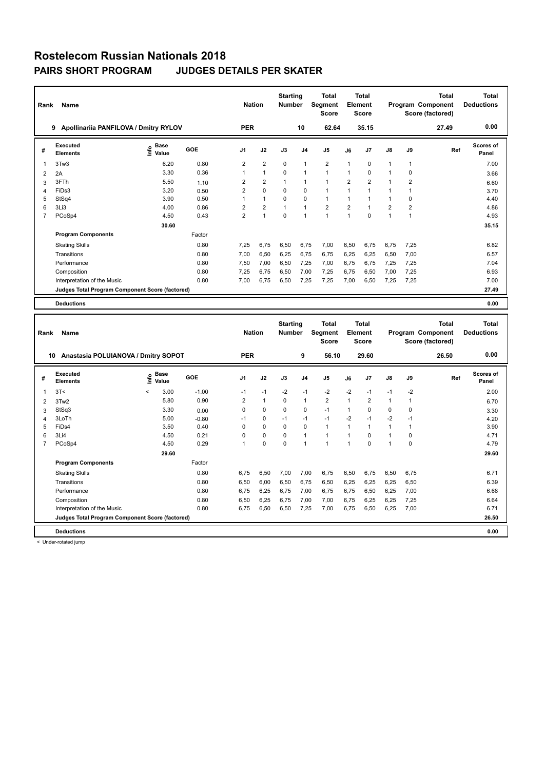# Rostelecom Russian Nationals 2018

## PAIRS SHORT PROGRAM JUDGES DETAILS PER SKATER

| Rank | Name | Nation | Starting Number | Total Segment Score | Total Element Score | Total Program Component Score (factored) | Total Deductions |
|---|---|---|---|---|---|---|---|
| 9 | Apollinariia PANFILOVA / Dmitry RYLOV | PER | 10 | 62.64 | 35.15 | 27.49 | 0.00 |

| # | Executed Elements | Info | Base Value | GOE | J1 | J2 | J3 | J4 | J5 | J6 | J7 | J8 | J9 | Ref | Scores of Panel |
|---|---|---|---|---|---|---|---|---|---|---|---|---|---|---|---|
| 1 | 3Tw3 | | 6.20 | 0.80 | 2 | 2 | 0 | 1 | 2 | 1 | 0 | 1 | 1 | | 7.00 |
| 2 | 2A | | 3.30 | 0.36 | 1 | 1 | 0 | 1 | 1 | 1 | 0 | 1 | 0 | | 3.66 |
| 3 | 3FTh | | 5.50 | 1.10 | 2 | 2 | 1 | 1 | 1 | 2 | 2 | 1 | 2 | | 6.60 |
| 4 | FiDs3 | | 3.20 | 0.50 | 2 | 0 | 0 | 0 | 1 | 1 | 1 | 1 | 1 | | 3.70 |
| 5 | StSq4 | | 3.90 | 0.50 | 1 | 1 | 0 | 0 | 1 | 1 | 1 | 1 | 0 | | 4.40 |
| 6 | 3Li3 | | 4.00 | 0.86 | 2 | 2 | 1 | 1 | 2 | 2 | 1 | 2 | 2 | | 4.86 |
| 7 | PCoSp4 | | 4.50 | 0.43 | 2 | 1 | 0 | 1 | 1 | 1 | 0 | 1 | 1 | | 4.93 |
| | | | 30.60 | | | | | | | | | | | | 35.15 |

| Program Components | Factor | J1 | J2 | J3 | J4 | J5 | J6 | J7 | J8 | J9 | Scores of Panel |
|---|---|---|---|---|---|---|---|---|---|---|---|
| Skating Skills | 0.80 | 7,25 | 6,75 | 6,50 | 6,75 | 7,00 | 6,50 | 6,75 | 6,75 | 7,25 | 6.82 |
| Transitions | 0.80 | 7,00 | 6,50 | 6,25 | 6,75 | 6,75 | 6,25 | 6,25 | 6,50 | 7,00 | 6.57 |
| Performance | 0.80 | 7,50 | 7,00 | 6,50 | 7,25 | 7,00 | 6,75 | 6,75 | 7,25 | 7,25 | 7.04 |
| Composition | 0.80 | 7,25 | 6,75 | 6,50 | 7,00 | 7,25 | 6,75 | 6,50 | 7,00 | 7,25 | 6.93 |
| Interpretation of the Music | 0.80 | 7,00 | 6,75 | 6,50 | 7,25 | 7,25 | 7,00 | 6,50 | 7,25 | 7,25 | 7.00 |
| Judges Total Program Component Score (factored) | | | | | | | | | | | 27.49 |

**Deductions** 0.00

| Rank | Name | Nation | Starting Number | Total Segment Score | Total Element Score | Total Program Component Score (factored) | Total Deductions |
|---|---|---|---|---|---|---|---|
| 10 | Anastasia POLUIANOVA / Dmitry SOPOT | PER | 9 | 56.10 | 29.60 | 26.50 | 0.00 |

| # | Executed Elements | Info | Base Value | GOE | J1 | J2 | J3 | J4 | J5 | J6 | J7 | J8 | J9 | Ref | Scores of Panel |
|---|---|---|---|---|---|---|---|---|---|---|---|---|---|---|---|
| 1 | 3T< | < | 3.00 | -1.00 | -1 | -1 | -2 | -1 | -2 | -2 | -1 | -1 | -2 | | 2.00 |
| 2 | 3Tw2 | | 5.80 | 0.90 | 2 | 1 | 0 | 1 | 2 | 1 | 2 | 1 | 1 | | 6.70 |
| 3 | StSq3 | | 3.30 | 0.00 | 0 | 0 | 0 | 0 | -1 | 1 | 0 | 0 | 0 | | 3.30 |
| 4 | 3LoTh | | 5.00 | -0.80 | -1 | 0 | -1 | -1 | -1 | -2 | -1 | -2 | -1 | | 4.20 |
| 5 | FiDs4 | | 3.50 | 0.40 | 0 | 0 | 0 | 0 | 1 | 1 | 1 | 1 | 1 | | 3.90 |
| 6 | 3Li4 | | 4.50 | 0.21 | 0 | 0 | 0 | 1 | 1 | 1 | 0 | 1 | 0 | | 4.71 |
| 7 | PCoSp4 | | 4.50 | 0.29 | 1 | 0 | 0 | 1 | 1 | 1 | 0 | 1 | 0 | | 4.79 |
| | | | 29.60 | | | | | | | | | | | | 29.60 |

| Program Components | Factor | J1 | J2 | J3 | J4 | J5 | J6 | J7 | J8 | J9 | Scores of Panel |
|---|---|---|---|---|---|---|---|---|---|---|---|
| Skating Skills | 0.80 | 6,75 | 6,50 | 7,00 | 7,00 | 6,75 | 6,50 | 6,75 | 6,50 | 6,75 | 6.71 |
| Transitions | 0.80 | 6,50 | 6,00 | 6,50 | 6,75 | 6,50 | 6,25 | 6,25 | 6,25 | 6,50 | 6.39 |
| Performance | 0.80 | 6,75 | 6,25 | 6,75 | 7,00 | 6,75 | 6,75 | 6,50 | 6,25 | 7,00 | 6.68 |
| Composition | 0.80 | 6,50 | 6,25 | 6,75 | 7,00 | 7,00 | 6,75 | 6,25 | 6,25 | 7,25 | 6.64 |
| Interpretation of the Music | 0.80 | 6,75 | 6,50 | 6,50 | 7,25 | 7,00 | 6,75 | 6,50 | 6,25 | 7,00 | 6.71 |
| Judges Total Program Component Score (factored) | | | | | | | | | | | 26.50 |

**Deductions** 0.00

< Under-rotated jump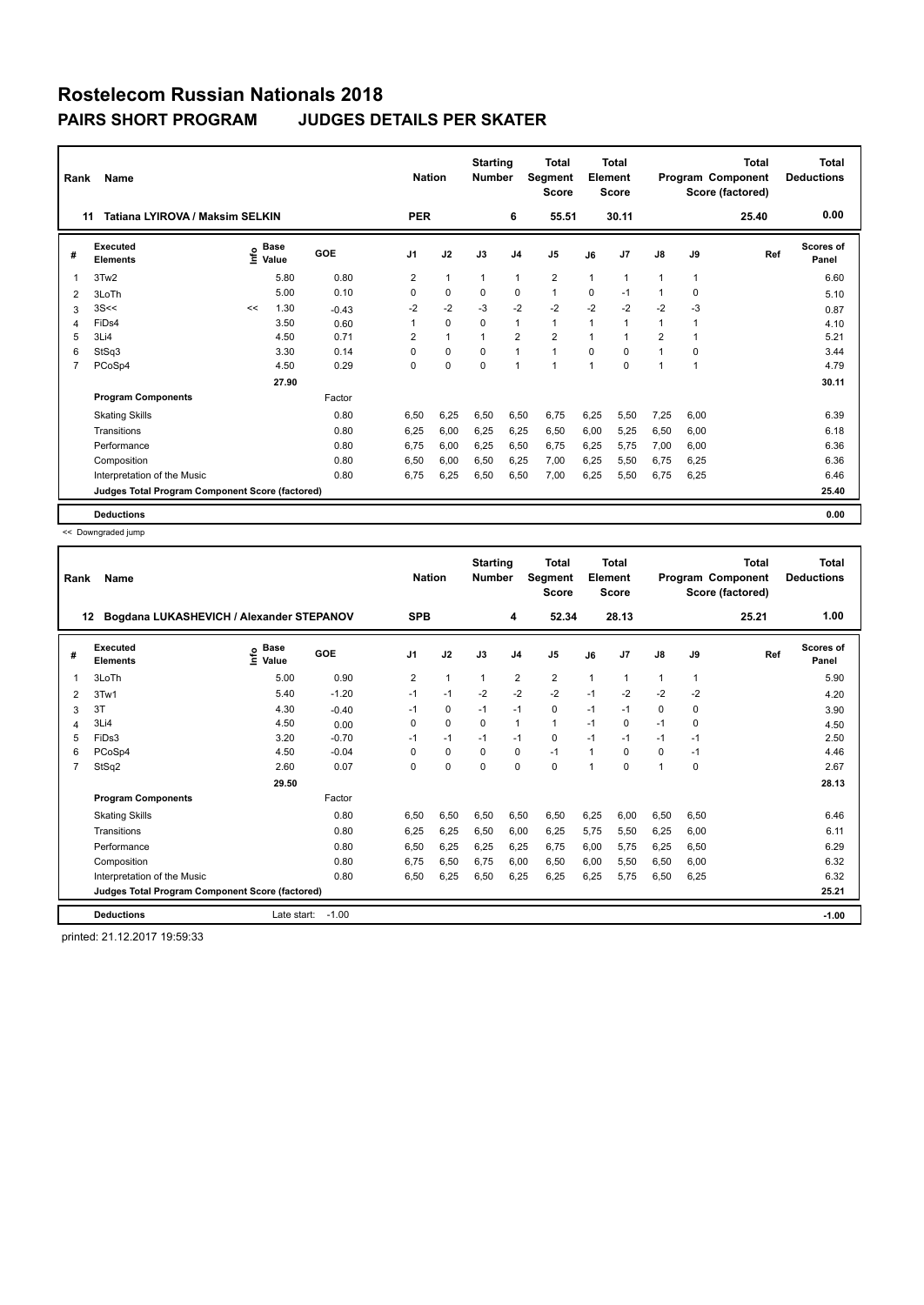# Rostelecom Russian Nationals 2018

## PAIRS SHORT PROGRAM JUDGES DETAILS PER SKATER

| Rank | Name | Nation | Starting Number | Total Segment Score | Total Element Score | Total Program Component Score (factored) | Total Deductions |
|---|---|---|---|---|---|---|---|
| 11 | Tatiana LYIROVA / Maksim SELKIN | PER | 6 | 55.51 | 30.11 | 25.40 | 0.00 |

| # | Executed Elements | Info | Base Value | GOE | J1 | J2 | J3 | J4 | J5 | J6 | J7 | J8 | J9 | Ref | Scores of Panel |
|---|---|---|---|---|---|---|---|---|---|---|---|---|---|---|---|
| 1 | 3Tw2 | | 5.80 | 0.80 | 2 | 1 | 1 | 1 | 2 | 1 | 1 | 1 | 1 | | 6.60 |
| 2 | 3LoTh | | 5.00 | 0.10 | 0 | 0 | 0 | 0 | 1 | 0 | -1 | 1 | 0 | | 5.10 |
| 3 | 3S<< | << | 1.30 | -0.43 | -2 | -2 | -3 | -2 | -2 | -2 | -2 | -2 | -3 | | 0.87 |
| 4 | FiDs4 | | 3.50 | 0.60 | 1 | 0 | 0 | 1 | 1 | 1 | 1 | 1 | 1 | | 4.10 |
| 5 | 3Li4 | | 4.50 | 0.71 | 2 | 1 | 1 | 2 | 2 | 1 | 1 | 2 | 1 | | 5.21 |
| 6 | StSq3 | | 3.30 | 0.14 | 0 | 0 | 0 | 1 | 1 | 0 | 0 | 1 | 0 | | 3.44 |
| 7 | PCoSp4 | | 4.50 | 0.29 | 0 | 0 | 0 | 1 | 1 | 1 | 0 | 1 | 1 | | 4.79 |
| | | | 27.90 | | | | | | | | | | | | 30.11 |
| | **Program Components** | | | Factor | | | | | | | | | | | |
| | Skating Skills | | | 0.80 | 6,50 | 6,25 | 6,50 | 6,50 | 6,75 | 6,25 | 5,50 | 7,25 | 6,00 | | 6.39 |
| | Transitions | | | 0.80 | 6,25 | 6,00 | 6,25 | 6,25 | 6,50 | 6,00 | 5,25 | 6,50 | 6,00 | | 6.18 |
| | Performance | | | 0.80 | 6,75 | 6,00 | 6,25 | 6,50 | 6,75 | 6,25 | 5,75 | 7,00 | 6,00 | | 6.36 |
| | Composition | | | 0.80 | 6,50 | 6,00 | 6,50 | 6,25 | 7,00 | 6,25 | 5,50 | 6,75 | 6,25 | | 6.36 |
| | Interpretation of the Music | | | 0.80 | 6,75 | 6,25 | 6,50 | 6,50 | 7,00 | 6,25 | 5,50 | 6,75 | 6,25 | | 6.46 |
| | Judges Total Program Component Score (factored) | | | | | | | | | | | | | | 25.40 |
| | **Deductions** | | | | | | | | | | | | | | 0.00 |

<< Downgraded jump

| Rank | Name | Nation | Starting Number | Total Segment Score | Total Element Score | Total Program Component Score (factored) | Total Deductions |
|---|---|---|---|---|---|---|---|
| 12 | Bogdana LUKASHEVICH / Alexander STEPANOV | SPB | 4 | 52.34 | 28.13 | 25.21 | 1.00 |

| # | Executed Elements | Info | Base Value | GOE | J1 | J2 | J3 | J4 | J5 | J6 | J7 | J8 | J9 | Ref | Scores of Panel |
|---|---|---|---|---|---|---|---|---|---|---|---|---|---|---|---|
| 1 | 3LoTh | | 5.00 | 0.90 | 2 | 1 | 1 | 2 | 2 | 1 | 1 | 1 | 1 | | 5.90 |
| 2 | 3Tw1 | | 5.40 | -1.20 | -1 | -1 | -2 | -2 | -2 | -1 | -2 | -2 | -2 | | 4.20 |
| 3 | 3T | | 4.30 | -0.40 | -1 | 0 | -1 | -1 | 0 | -1 | -1 | 0 | 0 | | 3.90 |
| 4 | 3Li4 | | 4.50 | 0.00 | 0 | 0 | 0 | 1 | 1 | -1 | 0 | -1 | 0 | | 4.50 |
| 5 | FiDs3 | | 3.20 | -0.70 | -1 | -1 | -1 | -1 | 0 | -1 | -1 | -1 | -1 | | 2.50 |
| 6 | PCoSp4 | | 4.50 | -0.04 | 0 | 0 | 0 | 0 | -1 | 1 | 0 | 0 | -1 | | 4.46 |
| 7 | StSq2 | | 2.60 | 0.07 | 0 | 0 | 0 | 0 | 0 | 1 | 0 | 1 | 0 | | 2.67 |
| | | | 29.50 | | | | | | | | | | | | 28.13 |
| | **Program Components** | | | Factor | | | | | | | | | | | |
| | Skating Skills | | | 0.80 | 6,50 | 6,50 | 6,50 | 6,50 | 6,50 | 6,25 | 6,00 | 6,50 | 6,50 | | 6.46 |
| | Transitions | | | 0.80 | 6,25 | 6,25 | 6,50 | 6,00 | 6,25 | 5,75 | 5,50 | 6,25 | 6,00 | | 6.11 |
| | Performance | | | 0.80 | 6,50 | 6,25 | 6,25 | 6,25 | 6,75 | 6,00 | 5,75 | 6,25 | 6,50 | | 6.29 |
| | Composition | | | 0.80 | 6,75 | 6,50 | 6,75 | 6,00 | 6,50 | 6,00 | 5,50 | 6,50 | 6,00 | | 6.32 |
| | Interpretation of the Music | | | 0.80 | 6,50 | 6,25 | 6,50 | 6,25 | 6,25 | 6,25 | 5,75 | 6,50 | 6,25 | | 6.32 |
| | Judges Total Program Component Score (factored) | | | | | | | | | | | | | | 25.21 |
| | **Deductions** | Late start: | -1.00 | | | | | | | | | | | | -1.00 |

printed: 21.12.2017 19:59:33